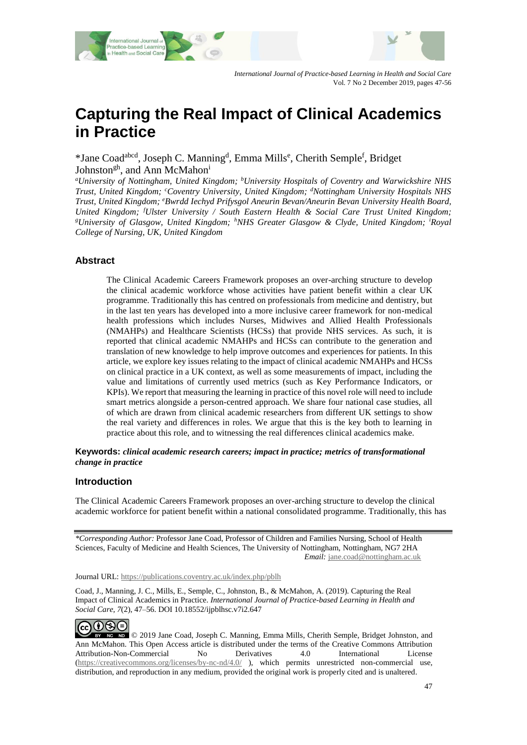# Capturing the Real Impact of Clinical Academics in Practice

*Jane Coad[abcd], Joseph C. Manning[d], Emma Mills[e], Cherith Semple[f], Bridget Johnston[gh], and Ann McMahon[i]

*[a]University of Nottingham, United Kingdom; [b]University Hospitals of Coventry and Warwickshire NHS Trust, United Kingdom; [c]Coventry University, United Kingdom; [d]Nottingham University Hospitals NHS Trust, United Kingdom; [e]Bwrdd Iechyd Prifysgol Aneurin Bevan/Aneurin Bevan University Health Board, United Kingdom; [f]Ulster University / South Eastern Health & Social Care Trust United Kingdom; [g]University of Glasgow, United Kingdom; [h]NHS Greater Glasgow & Clyde, United Kingdom; [i]Royal College of Nursing, UK, United Kingdom*

## Abstract

The Clinical Academic Careers Framework proposes an over-arching structure to develop the clinical academic workforce whose activities have patient benefit within a clear UK programme. Traditionally this has centred on professionals from medicine and dentistry, but in the last ten years has developed into a more inclusive career framework for non-medical health professions which includes Nurses, Midwives and Allied Health Professionals (NMAHPs) and Healthcare Scientists (HCSs) that provide NHS services. As such, it is reported that clinical academic NMAHPs and HCSs can contribute to the generation and translation of new knowledge to help improve outcomes and experiences for patients. In this article, we explore key issues relating to the impact of clinical academic NMAHPs and HCSs on clinical practice in a UK context, as well as some measurements of impact, including the value and limitations of currently used metrics (such as Key Performance Indicators, or KPIs). We report that measuring the learning in practice of this novel role will need to include smart metrics alongside a person-centred approach. We share four national case studies, all of which are drawn from clinical academic researchers from different UK settings to show the real variety and differences in roles. We argue that this is the key both to learning in practice about this role, and to witnessing the real differences clinical academics make.

**Keywords:** ***clinical academic research careers; impact in practice; metrics of transformational change in practice***

## Introduction

The Clinical Academic Careers Framework proposes an over-arching structure to develop the clinical academic workforce for patient benefit within a national consolidated programme. Traditionally, this has

---

*\*Corresponding Author:* Professor Jane Coad, Professor of Children and Families Nursing, School of Health Sciences, Faculty of Medicine and Health Sciences, The University of Nottingham, Nottingham, NG7 2HA *Email:* jane.coad@nottingham.ac.uk

Journal URL: https://publications.coventry.ac.uk/index.php/pblh

Coad, J., Manning, J. C., Mills, E., Semple, C., Johnston, B., & McMahon, A. (2019). Capturing the Real Impact of Clinical Academics in Practice. *International Journal of Practice-based Learning in Health and Social Care*, *7*(2), 47–56. DOI 10.18552/ijpblhsc.v7i2.647

© 2019 Jane Coad, Joseph C. Manning, Emma Mills, Cherith Semple, Bridget Johnston, and Ann McMahon. This Open Access article is distributed under the terms of the Creative Commons Attribution Attribution-Non-Commercial No Derivatives 4.0 International License (https://creativecommons.org/licenses/by-nc-nd/4.0/ ), which permits unrestricted non-commercial use, distribution, and reproduction in any medium, provided the original work is properly cited and is unaltered.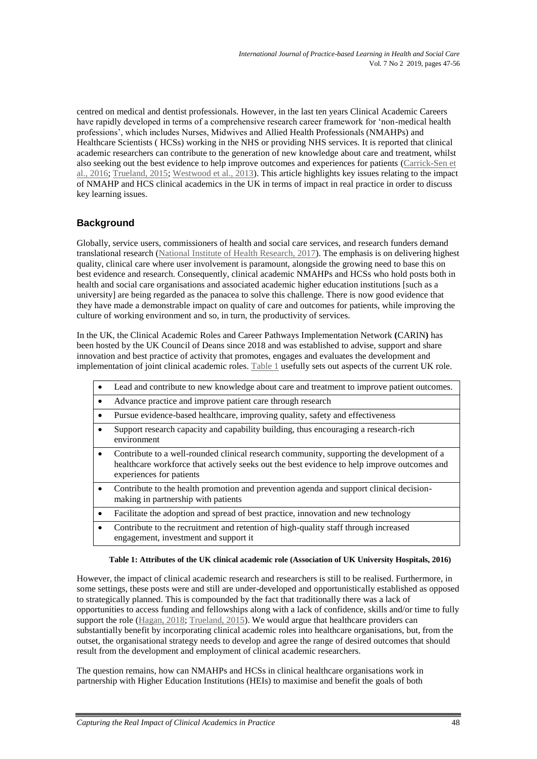centred on medical and dentist professionals. However, in the last ten years Clinical Academic Careers have rapidly developed in terms of a comprehensive research career framework for 'non-medical health professions', which includes Nurses, Midwives and Allied Health Professionals (NMAHPs) and Healthcare Scientists ( HCSs) working in the NHS or providing NHS services. It is reported that clinical academic researchers can contribute to the generation of new knowledge about care and treatment, whilst also seeking out the best evidence to help improve outcomes and experiences for patients (Carrick-Sen et al., 2016; Trueland, 2015; Westwood et al., 2013). This article highlights key issues relating to the impact of NMAHP and HCS clinical academics in the UK in terms of impact in real practice in order to discuss key learning issues.

## Background

Globally, service users, commissioners of health and social care services, and research funders demand translational research (National Institute of Health Research, 2017). The emphasis is on delivering highest quality, clinical care where user involvement is paramount, alongside the growing need to base this on best evidence and research. Consequently, clinical academic NMAHPs and HCSs who hold posts both in health and social care organisations and associated academic higher education institutions [such as a university] are being regarded as the panacea to solve this challenge. There is now good evidence that they have made a demonstrable impact on quality of care and outcomes for patients, while improving the culture of working environment and so, in turn, the productivity of services.

In the UK, the Clinical Academic Roles and Career Pathways Implementation Network **(**CARIN**)** has been hosted by the UK Council of Deans since 2018 and was established to advise, support and share innovation and best practice of activity that promotes, engages and evaluates the development and implementation of joint clinical academic roles. Table 1 usefully sets out aspects of the current UK role.

| Attributes |
|---|
| • Lead and contribute to new knowledge about care and treatment to improve patient outcomes. |
| • Advance practice and improve patient care through research |
| • Pursue evidence-based healthcare, improving quality, safety and effectiveness |
| • Support research capacity and capability building, thus encouraging a research-rich environment |
| • Contribute to a well-rounded clinical research community, supporting the development of a healthcare workforce that actively seeks out the best evidence to help improve outcomes and experiences for patients |
| • Contribute to the health promotion and prevention agenda and support clinical decision-making in partnership with patients |
| • Facilitate the adoption and spread of best practice, innovation and new technology |
| • Contribute to the recruitment and retention of high-quality staff through increased engagement, investment and support it |

**Table 1: Attributes of the UK clinical academic role (Association of UK University Hospitals, 2016)**

However, the impact of clinical academic research and researchers is still to be realised. Furthermore, in some settings, these posts were and still are under-developed and opportunistically established as opposed to strategically planned. This is compounded by the fact that traditionally there was a lack of opportunities to access funding and fellowships along with a lack of confidence, skills and/or time to fully support the role (Hagan, 2018; Trueland, 2015). We would argue that healthcare providers can substantially benefit by incorporating clinical academic roles into healthcare organisations, but, from the outset, the organisational strategy needs to develop and agree the range of desired outcomes that should result from the development and employment of clinical academic researchers.

The question remains, how can NMAHPs and HCSs in clinical healthcare organisations work in partnership with Higher Education Institutions (HEIs) to maximise and benefit the goals of both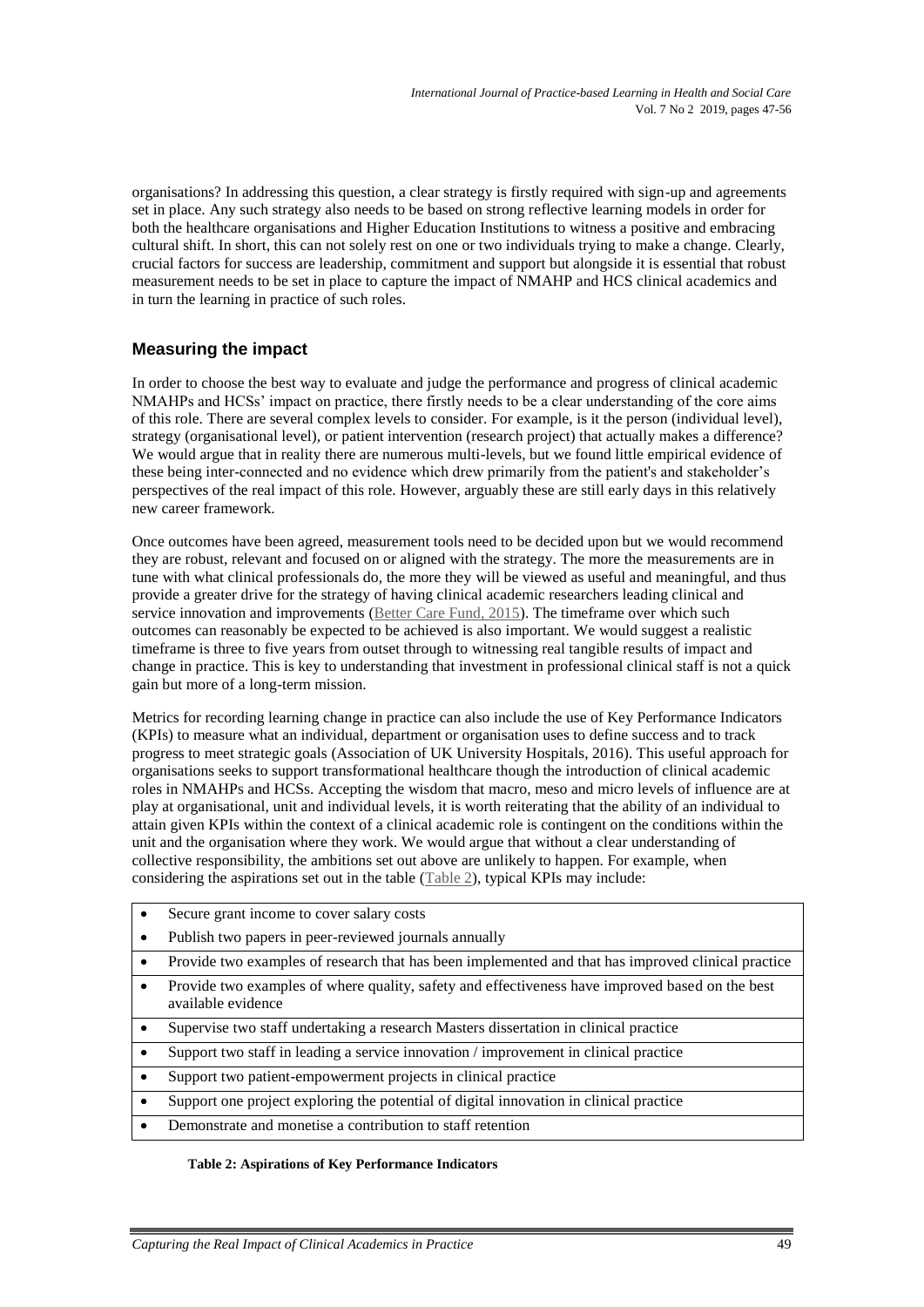organisations? In addressing this question, a clear strategy is firstly required with sign-up and agreements set in place. Any such strategy also needs to be based on strong reflective learning models in order for both the healthcare organisations and Higher Education Institutions to witness a positive and embracing cultural shift. In short, this can not solely rest on one or two individuals trying to make a change. Clearly, crucial factors for success are leadership, commitment and support but alongside it is essential that robust measurement needs to be set in place to capture the impact of NMAHP and HCS clinical academics and in turn the learning in practice of such roles.

## Measuring the impact

In order to choose the best way to evaluate and judge the performance and progress of clinical academic NMAHPs and HCSs' impact on practice, there firstly needs to be a clear understanding of the core aims of this role. There are several complex levels to consider. For example, is it the person (individual level), strategy (organisational level), or patient intervention (research project) that actually makes a difference? We would argue that in reality there are numerous multi-levels, but we found little empirical evidence of these being inter-connected and no evidence which drew primarily from the patient's and stakeholder's perspectives of the real impact of this role. However, arguably these are still early days in this relatively new career framework.

Once outcomes have been agreed, measurement tools need to be decided upon but we would recommend they are robust, relevant and focused on or aligned with the strategy. The more the measurements are in tune with what clinical professionals do, the more they will be viewed as useful and meaningful, and thus provide a greater drive for the strategy of having clinical academic researchers leading clinical and service innovation and improvements (Better Care Fund, 2015). The timeframe over which such outcomes can reasonably be expected to be achieved is also important. We would suggest a realistic timeframe is three to five years from outset through to witnessing real tangible results of impact and change in practice. This is key to understanding that investment in professional clinical staff is not a quick gain but more of a long-term mission.

Metrics for recording learning change in practice can also include the use of Key Performance Indicators (KPIs) to measure what an individual, department or organisation uses to define success and to track progress to meet strategic goals (Association of UK University Hospitals, 2016). This useful approach for organisations seeks to support transformational healthcare though the introduction of clinical academic roles in NMAHPs and HCSs. Accepting the wisdom that macro, meso and micro levels of influence are at play at organisational, unit and individual levels, it is worth reiterating that the ability of an individual to attain given KPIs within the context of a clinical academic role is contingent on the conditions within the unit and the organisation where they work. We would argue that without a clear understanding of collective responsibility, the ambitions set out above are unlikely to happen. For example, when considering the aspirations set out in the table (Table 2), typical KPIs may include:

| |
|---|
| • Secure grant income to cover salary costs |
| • Publish two papers in peer-reviewed journals annually |
| • Provide two examples of research that has been implemented and that has improved clinical practice |
| • Provide two examples of where quality, safety and effectiveness have improved based on the best available evidence |
| • Supervise two staff undertaking a research Masters dissertation in clinical practice |
| • Support two staff in leading a service innovation / improvement in clinical practice |
| • Support two patient-empowerment projects in clinical practice |
| • Support one project exploring the potential of digital innovation in clinical practice |
| • Demonstrate and monetise a contribution to staff retention |

**Table 2: Aspirations of Key Performance Indicators**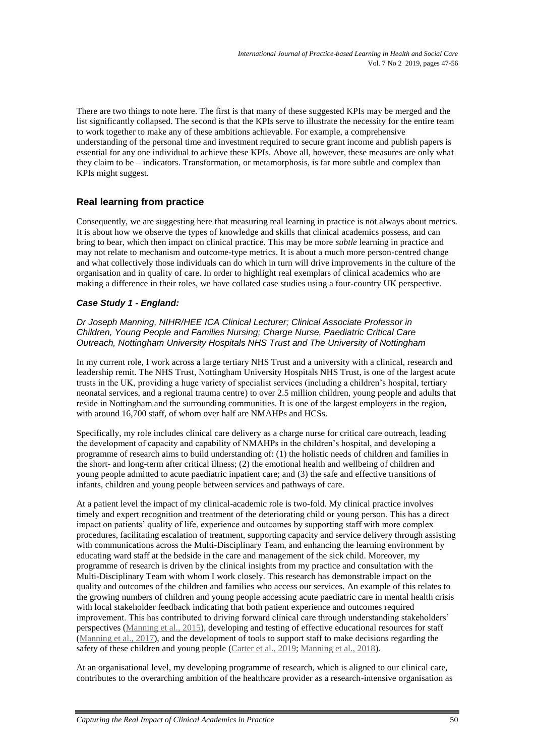There are two things to note here. The first is that many of these suggested KPIs may be merged and the list significantly collapsed. The second is that the KPIs serve to illustrate the necessity for the entire team to work together to make any of these ambitions achievable. For example, a comprehensive understanding of the personal time and investment required to secure grant income and publish papers is essential for any one individual to achieve these KPIs. Above all, however, these measures are only what they claim to be – indicators. Transformation, or metamorphosis, is far more subtle and complex than KPIs might suggest.

## Real learning from practice

Consequently, we are suggesting here that measuring real learning in practice is not always about metrics. It is about how we observe the types of knowledge and skills that clinical academics possess, and can bring to bear, which then impact on clinical practice. This may be more *subtle* learning in practice and may not relate to mechanism and outcome-type metrics. It is about a much more person-centred change and what collectively those individuals can do which in turn will drive improvements in the culture of the organisation and in quality of care. In order to highlight real exemplars of clinical academics who are making a difference in their roles, we have collated case studies using a four-country UK perspective.

### *Case Study 1 - England:*

*Dr Joseph Manning, NIHR/HEE ICA Clinical Lecturer; Clinical Associate Professor in Children, Young People and Families Nursing; Charge Nurse, Paediatric Critical Care Outreach, Nottingham University Hospitals NHS Trust and The University of Nottingham*

In my current role, I work across a large tertiary NHS Trust and a university with a clinical, research and leadership remit. The NHS Trust, Nottingham University Hospitals NHS Trust, is one of the largest acute trusts in the UK, providing a huge variety of specialist services (including a children's hospital, tertiary neonatal services, and a regional trauma centre) to over 2.5 million children, young people and adults that reside in Nottingham and the surrounding communities. It is one of the largest employers in the region, with around 16,700 staff, of whom over half are NMAHPs and HCSs.

Specifically, my role includes clinical care delivery as a charge nurse for critical care outreach, leading the development of capacity and capability of NMAHPs in the children's hospital, and developing a programme of research aims to build understanding of: (1) the holistic needs of children and families in the short- and long-term after critical illness; (2) the emotional health and wellbeing of children and young people admitted to acute paediatric inpatient care; and (3) the safe and effective transitions of infants, children and young people between services and pathways of care.

At a patient level the impact of my clinical-academic role is two-fold. My clinical practice involves timely and expert recognition and treatment of the deteriorating child or young person. This has a direct impact on patients' quality of life, experience and outcomes by supporting staff with more complex procedures, facilitating escalation of treatment, supporting capacity and service delivery through assisting with communications across the Multi-Disciplinary Team, and enhancing the learning environment by educating ward staff at the bedside in the care and management of the sick child. Moreover, my programme of research is driven by the clinical insights from my practice and consultation with the Multi-Disciplinary Team with whom I work closely. This research has demonstrable impact on the quality and outcomes of the children and families who access our services. An example of this relates to the growing numbers of children and young people accessing acute paediatric care in mental health crisis with local stakeholder feedback indicating that both patient experience and outcomes required improvement. This has contributed to driving forward clinical care through understanding stakeholders' perspectives (Manning et al., 2015), developing and testing of effective educational resources for staff (Manning et al., 2017), and the development of tools to support staff to make decisions regarding the safety of these children and young people (Carter et al., 2019; Manning et al., 2018).

At an organisational level, my developing programme of research, which is aligned to our clinical care, contributes to the overarching ambition of the healthcare provider as a research-intensive organisation as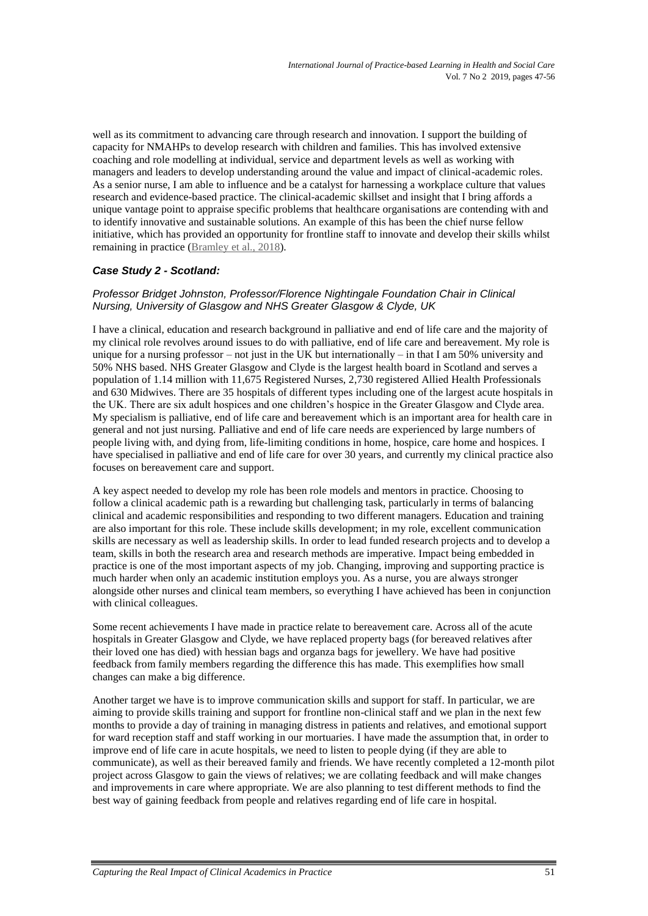well as its commitment to advancing care through research and innovation. I support the building of capacity for NMAHPs to develop research with children and families. This has involved extensive coaching and role modelling at individual, service and department levels as well as working with managers and leaders to develop understanding around the value and impact of clinical-academic roles. As a senior nurse, I am able to influence and be a catalyst for harnessing a workplace culture that values research and evidence-based practice. The clinical-academic skillset and insight that I bring affords a unique vantage point to appraise specific problems that healthcare organisations are contending with and to identify innovative and sustainable solutions. An example of this has been the chief nurse fellow initiative, which has provided an opportunity for frontline staff to innovate and develop their skills whilst remaining in practice (Bramley et al., 2018).

### *Case Study 2 - Scotland:*

*Professor Bridget Johnston, Professor/Florence Nightingale Foundation Chair in Clinical Nursing, University of Glasgow and NHS Greater Glasgow & Clyde, UK*

I have a clinical, education and research background in palliative and end of life care and the majority of my clinical role revolves around issues to do with palliative, end of life care and bereavement. My role is unique for a nursing professor – not just in the UK but internationally – in that I am 50% university and 50% NHS based. NHS Greater Glasgow and Clyde is the largest health board in Scotland and serves a population of 1.14 million with 11,675 Registered Nurses, 2,730 registered Allied Health Professionals and 630 Midwives. There are 35 hospitals of different types including one of the largest acute hospitals in the UK. There are six adult hospices and one children's hospice in the Greater Glasgow and Clyde area. My specialism is palliative, end of life care and bereavement which is an important area for health care in general and not just nursing. Palliative and end of life care needs are experienced by large numbers of people living with, and dying from, life-limiting conditions in home, hospice, care home and hospices. I have specialised in palliative and end of life care for over 30 years, and currently my clinical practice also focuses on bereavement care and support.

A key aspect needed to develop my role has been role models and mentors in practice. Choosing to follow a clinical academic path is a rewarding but challenging task, particularly in terms of balancing clinical and academic responsibilities and responding to two different managers. Education and training are also important for this role. These include skills development; in my role, excellent communication skills are necessary as well as leadership skills. In order to lead funded research projects and to develop a team, skills in both the research area and research methods are imperative. Impact being embedded in practice is one of the most important aspects of my job. Changing, improving and supporting practice is much harder when only an academic institution employs you. As a nurse, you are always stronger alongside other nurses and clinical team members, so everything I have achieved has been in conjunction with clinical colleagues.

Some recent achievements I have made in practice relate to bereavement care. Across all of the acute hospitals in Greater Glasgow and Clyde, we have replaced property bags (for bereaved relatives after their loved one has died) with hessian bags and organza bags for jewellery. We have had positive feedback from family members regarding the difference this has made. This exemplifies how small changes can make a big difference.

Another target we have is to improve communication skills and support for staff. In particular, we are aiming to provide skills training and support for frontline non-clinical staff and we plan in the next few months to provide a day of training in managing distress in patients and relatives, and emotional support for ward reception staff and staff working in our mortuaries. I have made the assumption that, in order to improve end of life care in acute hospitals, we need to listen to people dying (if they are able to communicate), as well as their bereaved family and friends. We have recently completed a 12-month pilot project across Glasgow to gain the views of relatives; we are collating feedback and will make changes and improvements in care where appropriate. We are also planning to test different methods to find the best way of gaining feedback from people and relatives regarding end of life care in hospital.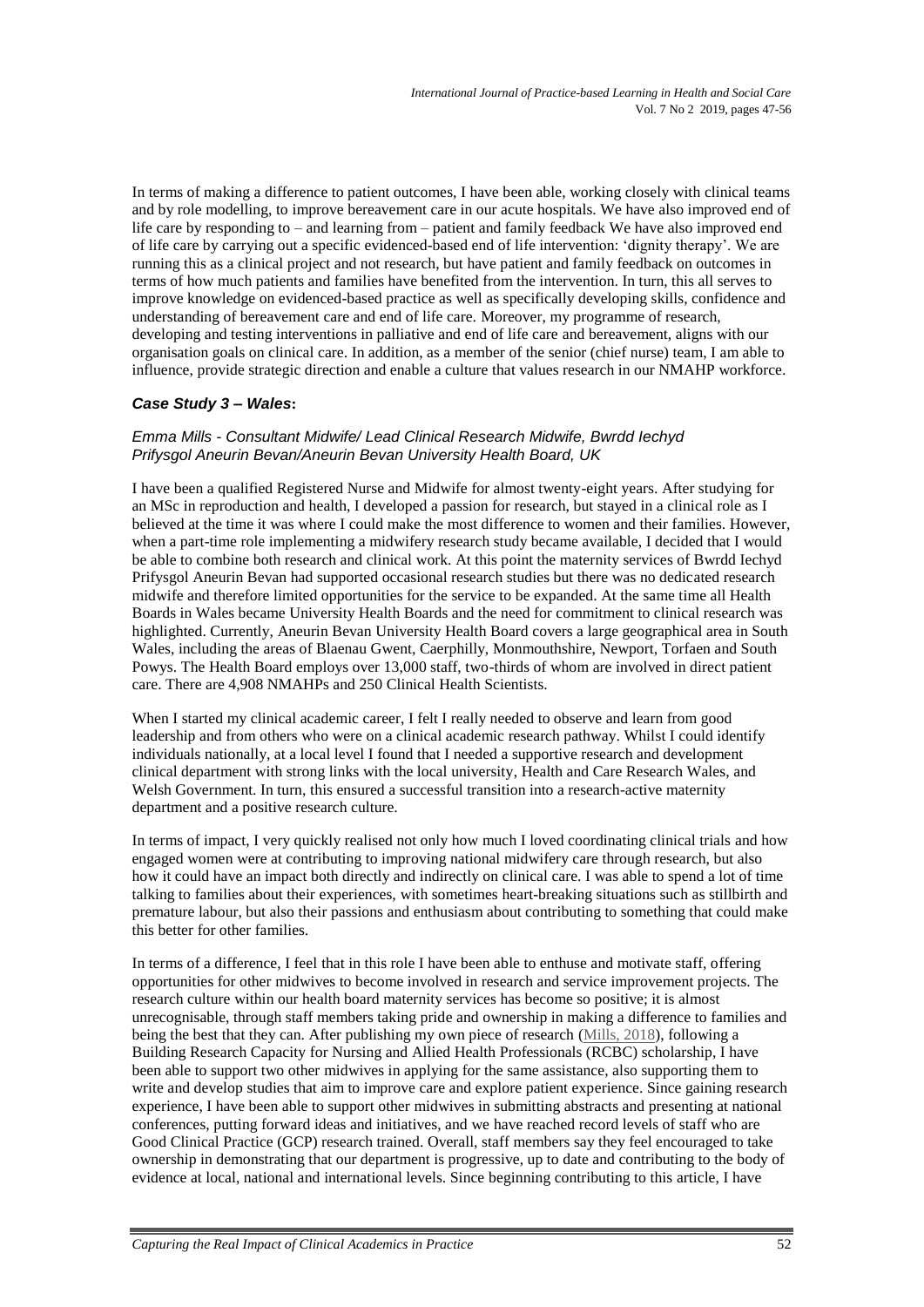In terms of making a difference to patient outcomes, I have been able, working closely with clinical teams and by role modelling, to improve bereavement care in our acute hospitals. We have also improved end of life care by responding to – and learning from – patient and family feedback We have also improved end of life care by carrying out a specific evidenced-based end of life intervention: 'dignity therapy'. We are running this as a clinical project and not research, but have patient and family feedback on outcomes in terms of how much patients and families have benefited from the intervention. In turn, this all serves to improve knowledge on evidenced-based practice as well as specifically developing skills, confidence and understanding of bereavement care and end of life care. Moreover, my programme of research, developing and testing interventions in palliative and end of life care and bereavement, aligns with our organisation goals on clinical care. In addition, as a member of the senior (chief nurse) team, I am able to influence, provide strategic direction and enable a culture that values research in our NMAHP workforce.

### *Case Study 3 – Wales***:**

*Emma Mills - Consultant Midwife/ Lead Clinical Research Midwife, Bwrdd Iechyd Prifysgol Aneurin Bevan/Aneurin Bevan University Health Board, UK*

I have been a qualified Registered Nurse and Midwife for almost twenty-eight years. After studying for an MSc in reproduction and health, I developed a passion for research, but stayed in a clinical role as I believed at the time it was where I could make the most difference to women and their families. However, when a part-time role implementing a midwifery research study became available, I decided that I would be able to combine both research and clinical work. At this point the maternity services of Bwrdd Iechyd Prifysgol Aneurin Bevan had supported occasional research studies but there was no dedicated research midwife and therefore limited opportunities for the service to be expanded. At the same time all Health Boards in Wales became University Health Boards and the need for commitment to clinical research was highlighted. Currently, Aneurin Bevan University Health Board covers a large geographical area in South Wales, including the areas of Blaenau Gwent, Caerphilly, Monmouthshire, Newport, Torfaen and South Powys. The Health Board employs over 13,000 staff, two-thirds of whom are involved in direct patient care. There are 4,908 NMAHPs and 250 Clinical Health Scientists.

When I started my clinical academic career, I felt I really needed to observe and learn from good leadership and from others who were on a clinical academic research pathway. Whilst I could identify individuals nationally, at a local level I found that I needed a supportive research and development clinical department with strong links with the local university, Health and Care Research Wales, and Welsh Government. In turn, this ensured a successful transition into a research-active maternity department and a positive research culture.

In terms of impact, I very quickly realised not only how much I loved coordinating clinical trials and how engaged women were at contributing to improving national midwifery care through research, but also how it could have an impact both directly and indirectly on clinical care. I was able to spend a lot of time talking to families about their experiences, with sometimes heart-breaking situations such as stillbirth and premature labour, but also their passions and enthusiasm about contributing to something that could make this better for other families.

In terms of a difference, I feel that in this role I have been able to enthuse and motivate staff, offering opportunities for other midwives to become involved in research and service improvement projects. The research culture within our health board maternity services has become so positive; it is almost unrecognisable, through staff members taking pride and ownership in making a difference to families and being the best that they can. After publishing my own piece of research (Mills, 2018), following a Building Research Capacity for Nursing and Allied Health Professionals (RCBC) scholarship, I have been able to support two other midwives in applying for the same assistance, also supporting them to write and develop studies that aim to improve care and explore patient experience. Since gaining research experience, I have been able to support other midwives in submitting abstracts and presenting at national conferences, putting forward ideas and initiatives, and we have reached record levels of staff who are Good Clinical Practice (GCP) research trained. Overall, staff members say they feel encouraged to take ownership in demonstrating that our department is progressive, up to date and contributing to the body of evidence at local, national and international levels. Since beginning contributing to this article, I have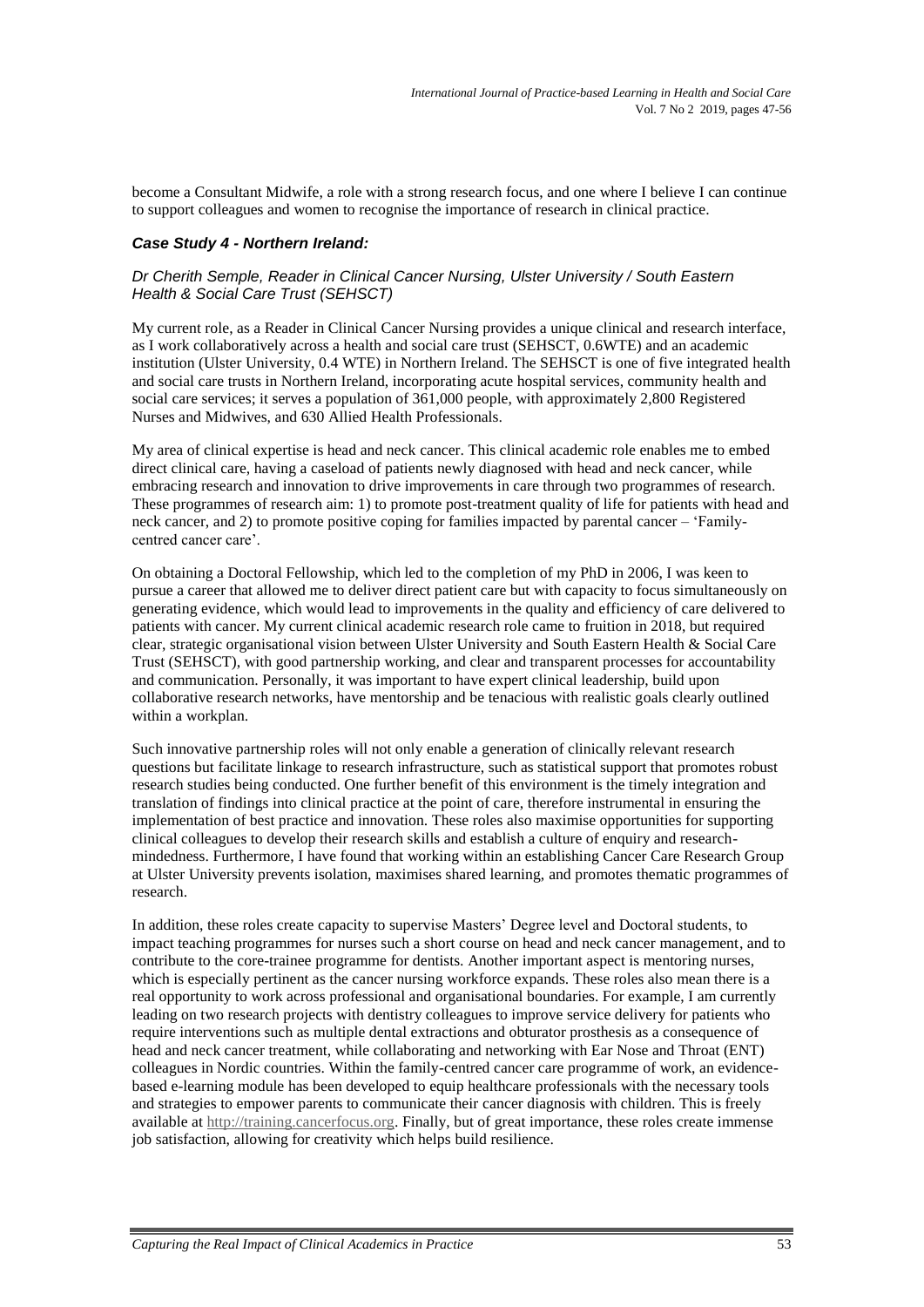become a Consultant Midwife, a role with a strong research focus, and one where I believe I can continue to support colleagues and women to recognise the importance of research in clinical practice.

### *Case Study 4 - Northern Ireland:*

*Dr Cherith Semple, Reader in Clinical Cancer Nursing, Ulster University / South Eastern Health & Social Care Trust (SEHSCT)*

My current role, as a Reader in Clinical Cancer Nursing provides a unique clinical and research interface, as I work collaboratively across a health and social care trust (SEHSCT, 0.6WTE) and an academic institution (Ulster University, 0.4 WTE) in Northern Ireland. The SEHSCT is one of five integrated health and social care trusts in Northern Ireland, incorporating acute hospital services, community health and social care services; it serves a population of 361,000 people, with approximately 2,800 Registered Nurses and Midwives, and 630 Allied Health Professionals.

My area of clinical expertise is head and neck cancer. This clinical academic role enables me to embed direct clinical care, having a caseload of patients newly diagnosed with head and neck cancer, while embracing research and innovation to drive improvements in care through two programmes of research. These programmes of research aim: 1) to promote post-treatment quality of life for patients with head and neck cancer, and 2) to promote positive coping for families impacted by parental cancer – 'Family-centred cancer care'.

On obtaining a Doctoral Fellowship, which led to the completion of my PhD in 2006, I was keen to pursue a career that allowed me to deliver direct patient care but with capacity to focus simultaneously on generating evidence, which would lead to improvements in the quality and efficiency of care delivered to patients with cancer. My current clinical academic research role came to fruition in 2018, but required clear, strategic organisational vision between Ulster University and South Eastern Health & Social Care Trust (SEHSCT), with good partnership working, and clear and transparent processes for accountability and communication. Personally, it was important to have expert clinical leadership, build upon collaborative research networks, have mentorship and be tenacious with realistic goals clearly outlined within a workplan.

Such innovative partnership roles will not only enable a generation of clinically relevant research questions but facilitate linkage to research infrastructure, such as statistical support that promotes robust research studies being conducted. One further benefit of this environment is the timely integration and translation of findings into clinical practice at the point of care, therefore instrumental in ensuring the implementation of best practice and innovation. These roles also maximise opportunities for supporting clinical colleagues to develop their research skills and establish a culture of enquiry and research-mindedness. Furthermore, I have found that working within an establishing Cancer Care Research Group at Ulster University prevents isolation, maximises shared learning, and promotes thematic programmes of research.

In addition, these roles create capacity to supervise Masters' Degree level and Doctoral students, to impact teaching programmes for nurses such a short course on head and neck cancer management, and to contribute to the core-trainee programme for dentists. Another important aspect is mentoring nurses, which is especially pertinent as the cancer nursing workforce expands. These roles also mean there is a real opportunity to work across professional and organisational boundaries. For example, I am currently leading on two research projects with dentistry colleagues to improve service delivery for patients who require interventions such as multiple dental extractions and obturator prosthesis as a consequence of head and neck cancer treatment, while collaborating and networking with Ear Nose and Throat (ENT) colleagues in Nordic countries. Within the family-centred cancer care programme of work, an evidence-based e-learning module has been developed to equip healthcare professionals with the necessary tools and strategies to empower parents to communicate their cancer diagnosis with children. This is freely available at [http://training.cancerfocus.org](http://training.cancerfocus.org). Finally, but of great importance, these roles create immense job satisfaction, allowing for creativity which helps build resilience.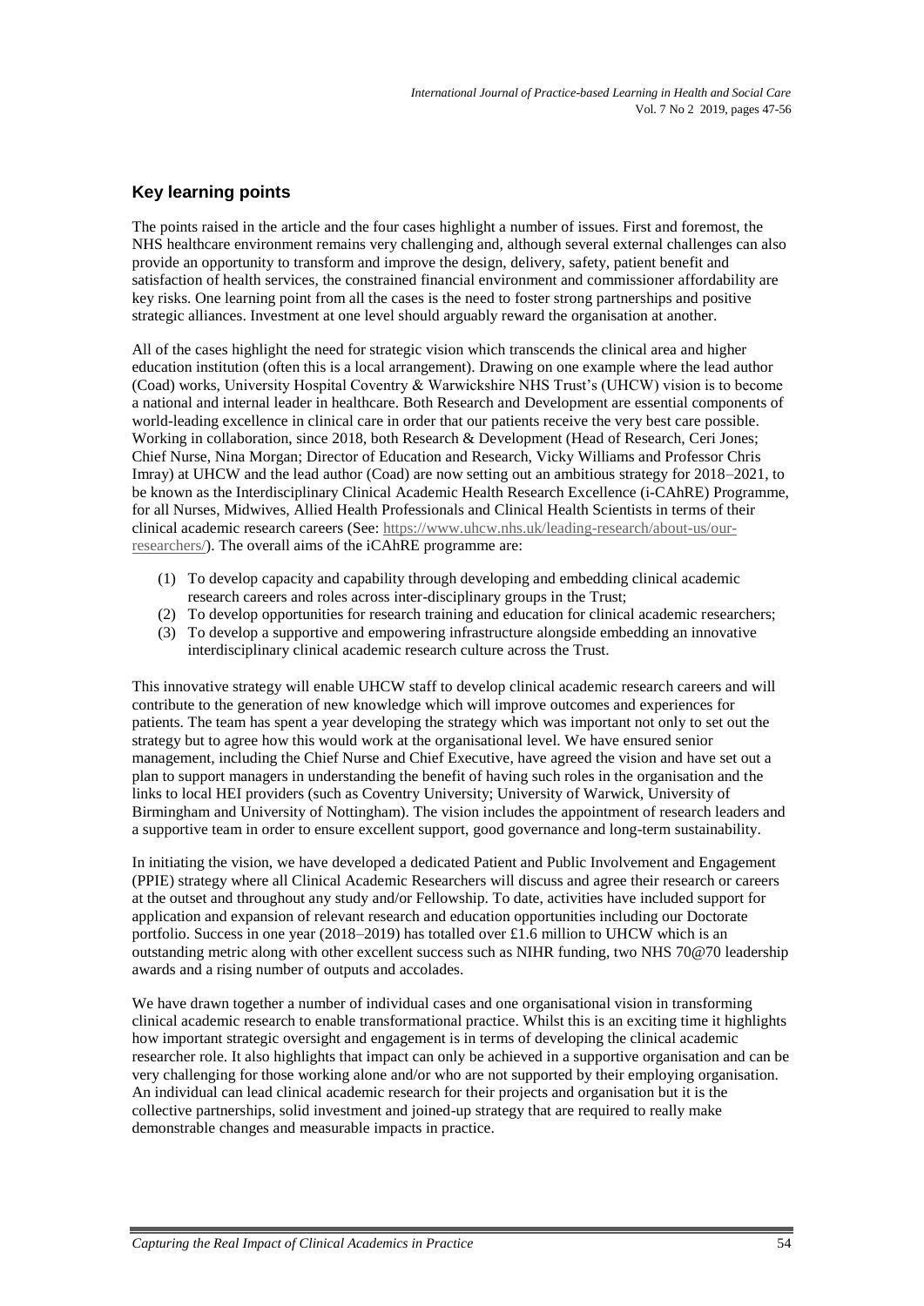## Key learning points

The points raised in the article and the four cases highlight a number of issues. First and foremost, the NHS healthcare environment remains very challenging and, although several external challenges can also provide an opportunity to transform and improve the design, delivery, safety, patient benefit and satisfaction of health services, the constrained financial environment and commissioner affordability are key risks. One learning point from all the cases is the need to foster strong partnerships and positive strategic alliances. Investment at one level should arguably reward the organisation at another.

All of the cases highlight the need for strategic vision which transcends the clinical area and higher education institution (often this is a local arrangement). Drawing on one example where the lead author (Coad) works, University Hospital Coventry & Warwickshire NHS Trust's (UHCW) vision is to become a national and internal leader in healthcare. Both Research and Development are essential components of world-leading excellence in clinical care in order that our patients receive the very best care possible. Working in collaboration, since 2018, both Research & Development (Head of Research, Ceri Jones; Chief Nurse, Nina Morgan; Director of Education and Research, Vicky Williams and Professor Chris Imray) at UHCW and the lead author (Coad) are now setting out an ambitious strategy for 2018–2021, to be known as the Interdisciplinary Clinical Academic Health Research Excellence (i-CAhRE) Programme, for all Nurses, Midwives, Allied Health Professionals and Clinical Health Scientists in terms of their clinical academic research careers (See: https://www.uhcw.nhs.uk/leading-research/about-us/our-researchers/). The overall aims of the iCAhRE programme are:

(1) To develop capacity and capability through developing and embedding clinical academic research careers and roles across inter-disciplinary groups in the Trust;
(2) To develop opportunities for research training and education for clinical academic researchers;
(3) To develop a supportive and empowering infrastructure alongside embedding an innovative interdisciplinary clinical academic research culture across the Trust.

This innovative strategy will enable UHCW staff to develop clinical academic research careers and will contribute to the generation of new knowledge which will improve outcomes and experiences for patients. The team has spent a year developing the strategy which was important not only to set out the strategy but to agree how this would work at the organisational level. We have ensured senior management, including the Chief Nurse and Chief Executive, have agreed the vision and have set out a plan to support managers in understanding the benefit of having such roles in the organisation and the links to local HEI providers (such as Coventry University; University of Warwick, University of Birmingham and University of Nottingham). The vision includes the appointment of research leaders and a supportive team in order to ensure excellent support, good governance and long-term sustainability.

In initiating the vision, we have developed a dedicated Patient and Public Involvement and Engagement (PPIE) strategy where all Clinical Academic Researchers will discuss and agree their research or careers at the outset and throughout any study and/or Fellowship. To date, activities have included support for application and expansion of relevant research and education opportunities including our Doctorate portfolio. Success in one year (2018–2019) has totalled over £1.6 million to UHCW which is an outstanding metric along with other excellent success such as NIHR funding, two NHS 70@70 leadership awards and a rising number of outputs and accolades.

We have drawn together a number of individual cases and one organisational vision in transforming clinical academic research to enable transformational practice. Whilst this is an exciting time it highlights how important strategic oversight and engagement is in terms of developing the clinical academic researcher role. It also highlights that impact can only be achieved in a supportive organisation and can be very challenging for those working alone and/or who are not supported by their employing organisation. An individual can lead clinical academic research for their projects and organisation but it is the collective partnerships, solid investment and joined-up strategy that are required to really make demonstrable changes and measurable impacts in practice.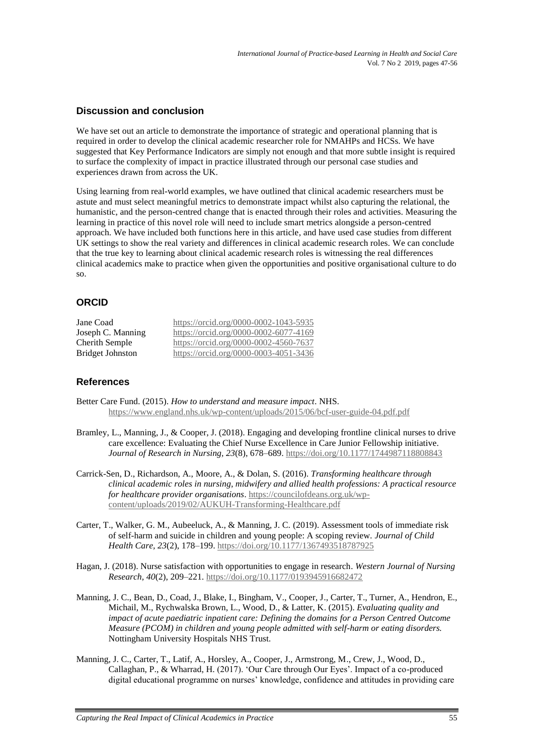## Discussion and conclusion

We have set out an article to demonstrate the importance of strategic and operational planning that is required in order to develop the clinical academic researcher role for NMAHPs and HCSs. We have suggested that Key Performance Indicators are simply not enough and that more subtle insight is required to surface the complexity of impact in practice illustrated through our personal case studies and experiences drawn from across the UK.

Using learning from real-world examples, we have outlined that clinical academic researchers must be astute and must select meaningful metrics to demonstrate impact whilst also capturing the relational, the humanistic, and the person-centred change that is enacted through their roles and activities. Measuring the learning in practice of this novel role will need to include smart metrics alongside a person-centred approach. We have included both functions here in this article, and have used case studies from different UK settings to show the real variety and differences in clinical academic research roles. We can conclude that the true key to learning about clinical academic research roles is witnessing the real differences clinical academics make to practice when given the opportunities and positive organisational culture to do so.

## ORCID

| | |
|---|---|
| Jane Coad | https://orcid.org/0000-0002-1043-5935 |
| Joseph C. Manning | https://orcid.org/0000-0002-6077-4169 |
| Cherith Semple | https://orcid.org/0000-0002-4560-7637 |
| Bridget Johnston | https://orcid.org/0000-0003-4051-3436 |

## References

Better Care Fund. (2015). *How to understand and measure impact*. NHS. https://www.england.nhs.uk/wp-content/uploads/2015/06/bcf-user-guide-04.pdf.pdf

Bramley, L., Manning, J., & Cooper, J. (2018). Engaging and developing frontline clinical nurses to drive care excellence: Evaluating the Chief Nurse Excellence in Care Junior Fellowship initiative. *Journal of Research in Nursing*, *23*(8), 678–689. https://doi.org/10.1177/1744987118808843

Carrick-Sen, D., Richardson, A., Moore, A., & Dolan, S. (2016). *Transforming healthcare through clinical academic roles in nursing, midwifery and allied health professions: A practical resource for healthcare provider organisations*. https://councilofdeans.org.uk/wp-content/uploads/2019/02/AUKUH-Transforming-Healthcare.pdf

Carter, T., Walker, G. M., Aubeeluck, A., & Manning, J. C. (2019). Assessment tools of immediate risk of self-harm and suicide in children and young people: A scoping review. *Journal of Child Health Care*, *23*(2), 178–199. https://doi.org/10.1177/1367493518787925

Hagan, J. (2018). Nurse satisfaction with opportunities to engage in research. *Western Journal of Nursing Research*, *40*(2), 209–221. https://doi.org/10.1177/0193945916682472

Manning, J. C., Bean, D., Coad, J., Blake, I., Bingham, V., Cooper, J., Carter, T., Turner, A., Hendron, E., Michail, M., Rychwalska Brown, L., Wood, D., & Latter, K. (2015). *Evaluating quality and impact of acute paediatric inpatient care: Defining the domains for a Person Centred Outcome Measure (PCOM) in children and young people admitted with self-harm or eating disorders.* Nottingham University Hospitals NHS Trust.

Manning, J. C., Carter, T., Latif, A., Horsley, A., Cooper, J., Armstrong, M., Crew, J., Wood, D., Callaghan, P., & Wharrad, H. (2017). 'Our Care through Our Eyes'. Impact of a co-produced digital educational programme on nurses' knowledge, confidence and attitudes in providing care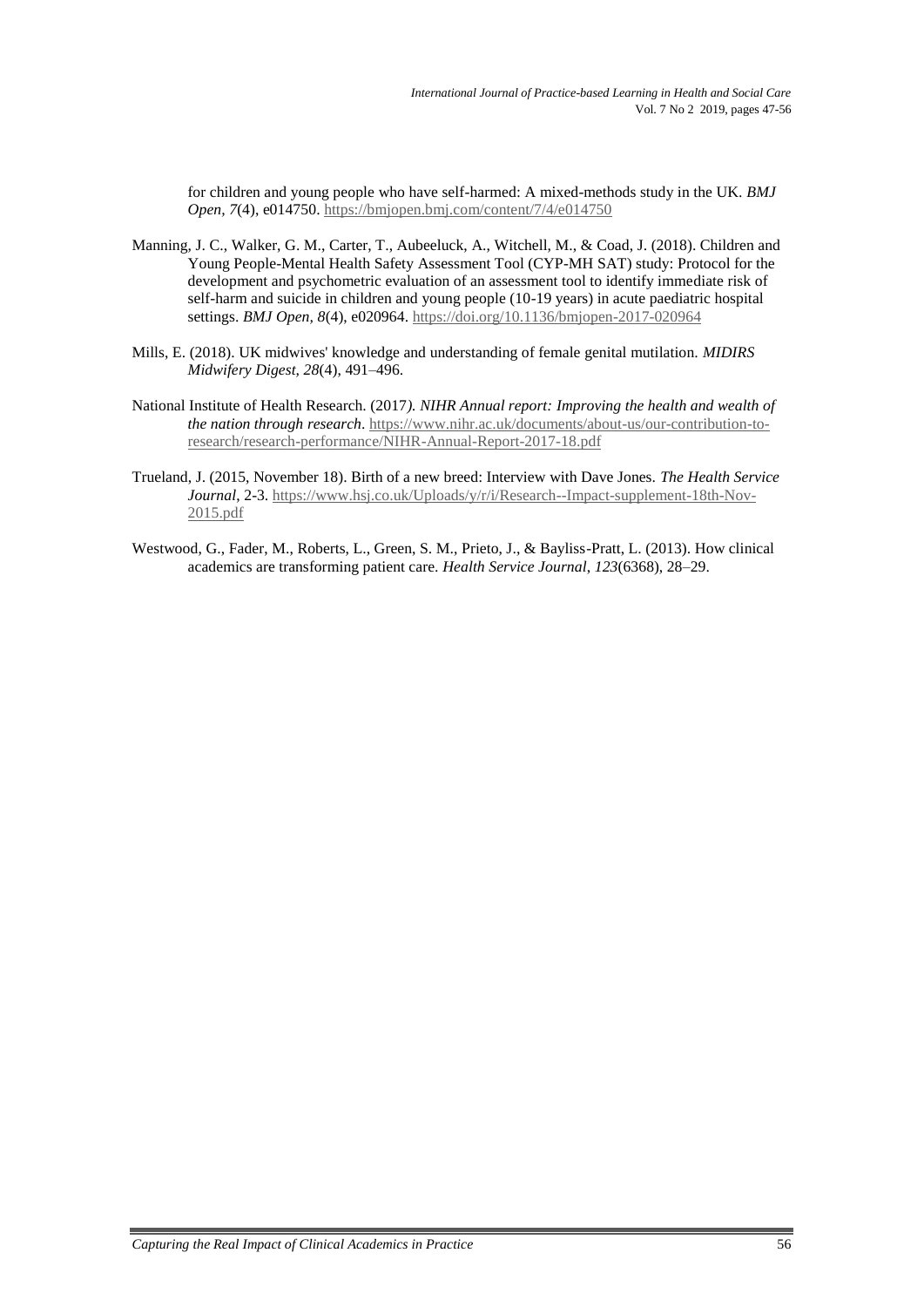for children and young people who have self-harmed: A mixed-methods study in the UK. *BMJ Open, 7*(4), e014750. https://bmjopen.bmj.com/content/7/4/e014750

Manning, J. C., Walker, G. M., Carter, T., Aubeeluck, A., Witchell, M., & Coad, J. (2018). Children and Young People-Mental Health Safety Assessment Tool (CYP-MH SAT) study: Protocol for the development and psychometric evaluation of an assessment tool to identify immediate risk of self-harm and suicide in children and young people (10-19 years) in acute paediatric hospital settings. *BMJ Open, 8*(4), e020964. https://doi.org/10.1136/bmjopen-2017-020964

Mills, E. (2018). UK midwives' knowledge and understanding of female genital mutilation. *MIDIRS Midwifery Digest, 28*(4), 491–496.

National Institute of Health Research. (2017*). NIHR Annual report: Improving the health and wealth of the nation through research*. https://www.nihr.ac.uk/documents/about-us/our-contribution-to-research/research-performance/NIHR-Annual-Report-2017-18.pdf

Trueland, J. (2015, November 18). Birth of a new breed: Interview with Dave Jones. *The Health Service Journal*, 2-3. https://www.hsj.co.uk/Uploads/y/r/i/Research--Impact-supplement-18th-Nov-2015.pdf

Westwood, G., Fader, M., Roberts, L., Green, S. M., Prieto, J., & Bayliss-Pratt, L. (2013). How clinical academics are transforming patient care. *Health Service Journal*, *123*(6368), 28–29.